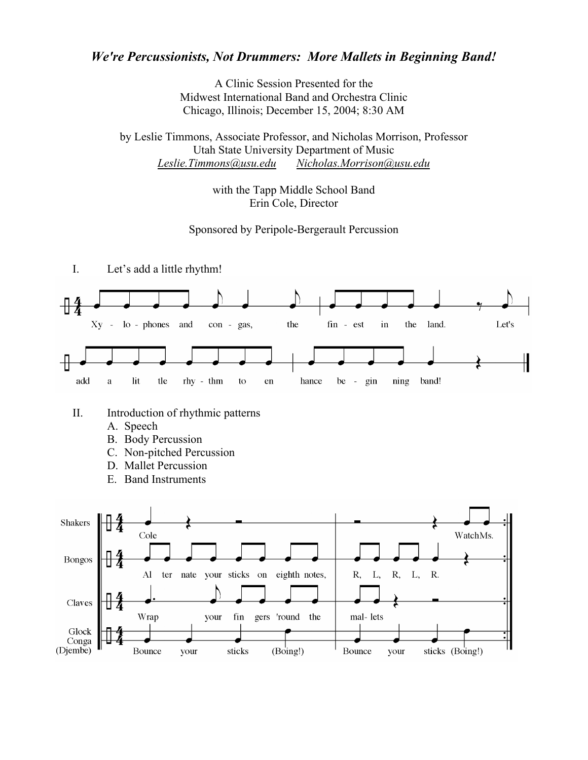# *We're Percussionists, Not Drummers: More Mallets in Beginning Band!*

A Clinic Session Presented for the
Midwest International Band and Orchestra Clinic
Chicago, Illinois; December 15, 2004; 8:30 AM

by Leslie Timmons, Associate Professor, and Nicholas Morrison, Professor
Utah State University Department of Music
*Leslie.Timmons@usu.edu* *Nicholas.Morrison@usu.edu*

with the Tapp Middle School Band
Erin Cole, Director

Sponsored by Peripole-Bergerault Percussion

I. Let's add a little rhythm!

Xy - lo - phones and con - gas, the fin - est in the land. Let's add a lit tle rhy - thm to en hance be - gin ning band!

II. Introduction of rhythmic patterns
   A. Speech
   B. Body Percussion
   C. Non-pitched Percussion
   D. Mallet Percussion
   E. Band Instruments

Shakers: Cole ... Watch Ms.

Bongos: Al ter nate your sticks on eighth notes, R, L, R, L, R.

Claves: Wrap your fin gers 'round the mal- lets

Glock Conga (Djembe): Bounce your sticks (Boing!) Bounce your sticks (Boing!)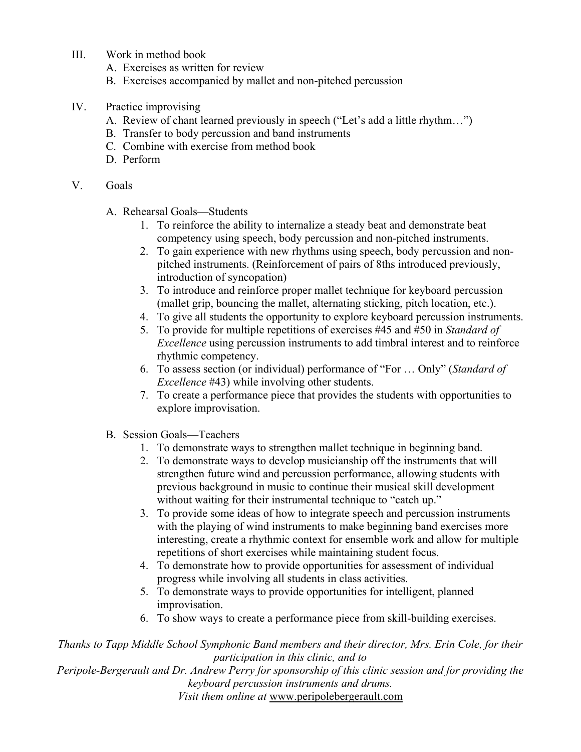III. Work in method book
   A. Exercises as written for review
   B. Exercises accompanied by mallet and non-pitched percussion

IV. Practice improvising
   A. Review of chant learned previously in speech ("Let's add a little rhythm…")
   B. Transfer to body percussion and band instruments
   C. Combine with exercise from method book
   D. Perform

V. Goals

   A. Rehearsal Goals—Students
      1. To reinforce the ability to internalize a steady beat and demonstrate beat competency using speech, body percussion and non-pitched instruments.
      2. To gain experience with new rhythms using speech, body percussion and non-pitched instruments. (Reinforcement of pairs of 8ths introduced previously, introduction of syncopation)
      3. To introduce and reinforce proper mallet technique for keyboard percussion (mallet grip, bouncing the mallet, alternating sticking, pitch location, etc.).
      4. To give all students the opportunity to explore keyboard percussion instruments.
      5. To provide for multiple repetitions of exercises #45 and #50 in *Standard of Excellence* using percussion instruments to add timbral interest and to reinforce rhythmic competency.
      6. To assess section (or individual) performance of "For … Only" (*Standard of Excellence* #43) while involving other students.
      7. To create a performance piece that provides the students with opportunities to explore improvisation.

   B. Session Goals—Teachers
      1. To demonstrate ways to strengthen mallet technique in beginning band.
      2. To demonstrate ways to develop musicianship off the instruments that will strengthen future wind and percussion performance, allowing students with previous background in music to continue their musical skill development without waiting for their instrumental technique to "catch up."
      3. To provide some ideas of how to integrate speech and percussion instruments with the playing of wind instruments to make beginning band exercises more interesting, create a rhythmic context for ensemble work and allow for multiple repetitions of short exercises while maintaining student focus.
      4. To demonstrate how to provide opportunities for assessment of individual progress while involving all students in class activities.
      5. To demonstrate ways to provide opportunities for intelligent, planned improvisation.
      6. To show ways to create a performance piece from skill-building exercises.

*Thanks to Tapp Middle School Symphonic Band members and their director, Mrs. Erin Cole, for their participation in this clinic, and to*
*Peripole-Bergerault and Dr. Andrew Perry for sponsorship of this clinic session and for providing the keyboard percussion instruments and drums.*
*Visit them online at* www.peripolebergerault.com